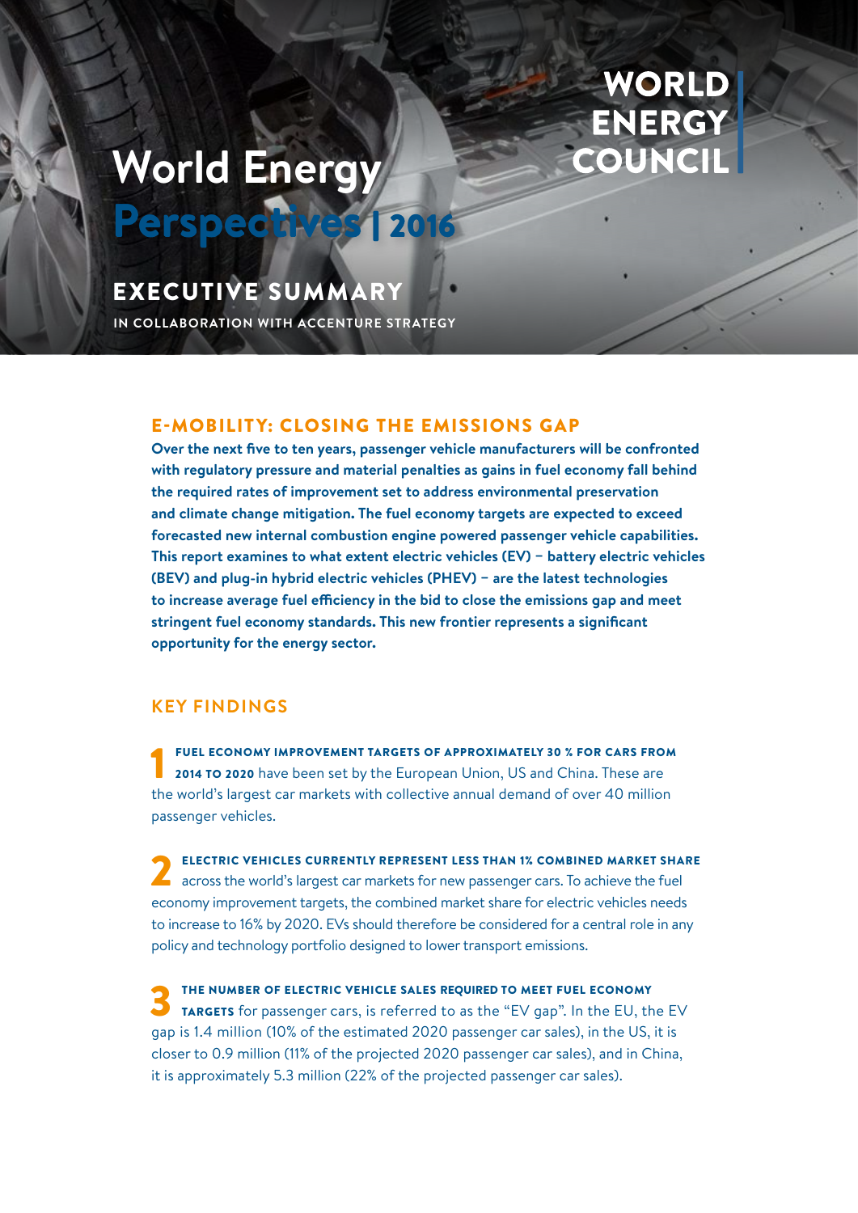WORLD ENERGY COUNCIL

# World Energy Perspectives | 2016

## EXECUTIVE SUMMARY

IN COLLABORATION WITH ACCENTURE STRATEGY

## E-MOBILITY: CLOSING THE EMISSIONS GAP

**Over the next five to ten years, passenger vehicle manufacturers will be confronted with regulatory pressure and material penalties as gains in fuel economy fall behind the required rates of improvement set to address environmental preservation and climate change mitigation. The fuel economy targets are expected to exceed forecasted new internal combustion engine powered passenger vehicle capabilities. This report examines to what extent electric vehicles (EV) – battery electric vehicles (BEV) and plug-in hybrid electric vehicles (PHEV) – are the latest technologies to increase average fuel efficiency in the bid to close the emissions gap and meet stringent fuel economy standards. This new frontier represents a significant opportunity for the energy sector.**

## KEY FINDINGS

**1** **FUEL ECONOMY IMPROVEMENT TARGETS OF APPROXIMATELY 30 % FOR CARS FROM 2014 TO 2020** have been set by the European Union, US and China. These are the world's largest car markets with collective annual demand of over 40 million passenger vehicles.

**2** **ELECTRIC VEHICLES CURRENTLY REPRESENT LESS THAN 1% COMBINED MARKET SHARE** across the world's largest car markets for new passenger cars. To achieve the fuel economy improvement targets, the combined market share for electric vehicles needs to increase to 16% by 2020. EVs should therefore be considered for a central role in any policy and technology portfolio designed to lower transport emissions.

**3** **THE NUMBER OF ELECTRIC VEHICLE SALES REQUIRED TO MEET FUEL ECONOMY TARGETS** for passenger cars, is referred to as the "EV gap". In the EU, the EV gap is 1.4 million (10% of the estimated 2020 passenger car sales), in the US, it is closer to 0.9 million (11% of the projected 2020 passenger car sales), and in China, it is approximately 5.3 million (22% of the projected passenger car sales).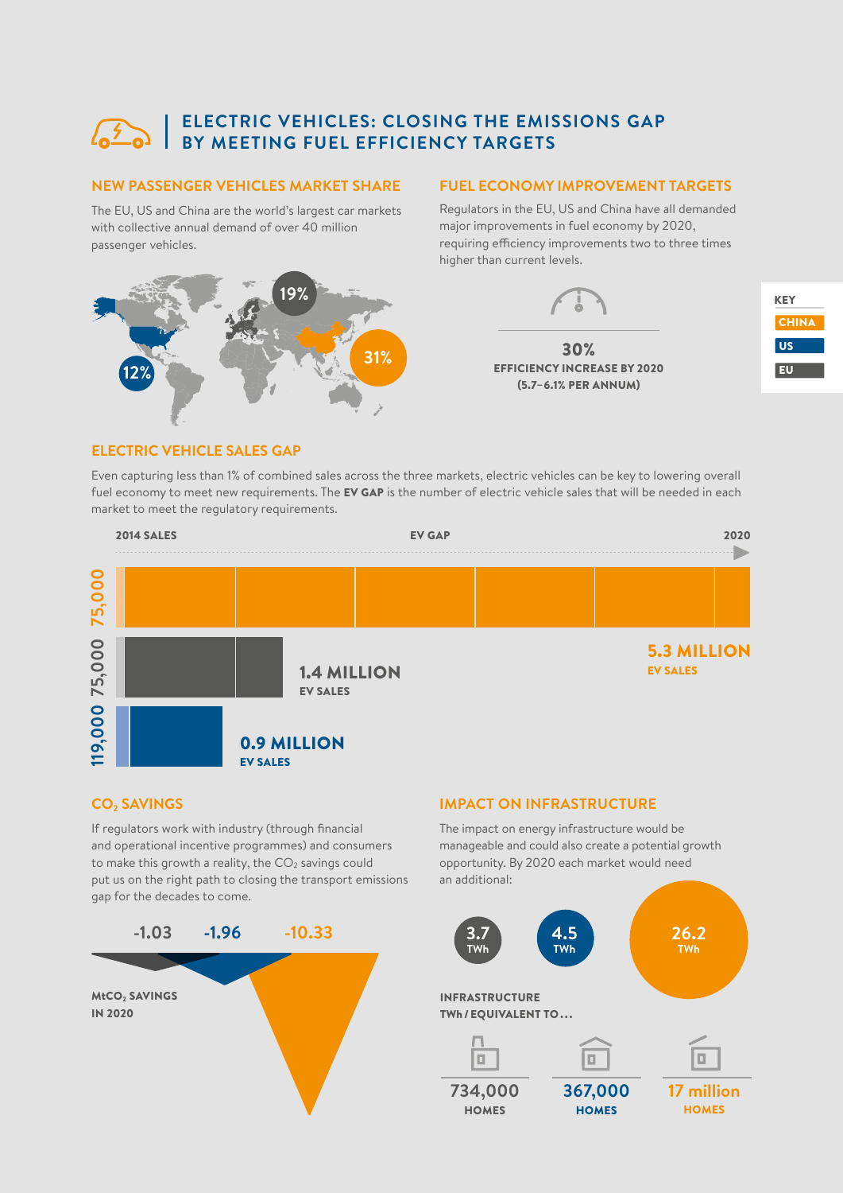# ELECTRIC VEHICLES: CLOSING THE EMISSIONS GAP BY MEETING FUEL EFFICIENCY TARGETS

## NEW PASSENGER VEHICLES MARKET SHARE

The EU, US and China are the world's largest car markets with collective annual demand of over 40 million passenger vehicles.

19%

31%

12%

## FUEL ECONOMY IMPROVEMENT TARGETS

Regulators in the EU, US and China have all demanded major improvements in fuel economy by 2020, requiring efficiency improvements two to three times higher than current levels.

**30%**
**EFFICIENCY INCREASE BY 2020**
**(5.7–6.1% PER ANNUM)**

KEY
- CHINA
- US
- EU

## ELECTRIC VEHICLE SALES GAP

Even capturing less than 1% of combined sales across the three markets, electric vehicles can be key to lowering overall fuel economy to meet new requirements. The **EV GAP** is the number of electric vehicle sales that will be needed in each market to meet the regulatory requirements.

2014 SALES | EV GAP | 2020

75,000 — **5.3 MILLION** EV SALES

75,000 — **1.4 MILLION** EV SALES

119,000 — **0.9 MILLION** EV SALES

## $CO_2$ SAVINGS

If regulators work with industry (through financial and operational incentive programmes) and consumers to make this growth a reality, the $CO_2$ savings could put us on the right path to closing the transport emissions gap for the decades to come.

-1.03 -1.96 -10.33

**$MtCO_2$ SAVINGS IN 2020**

## IMPACT ON INFRASTRUCTURE

The impact on energy infrastructure would be manageable and could also create a potential growth opportunity. By 2020 each market would need an additional:

3.7 TWh   4.5 TWh   26.2 TWh

**INFRASTRUCTURE TWh / EQUIVALENT TO…**

| 734,000 HOMES | 367,000 HOMES | 17 million HOMES |
|---|---|---|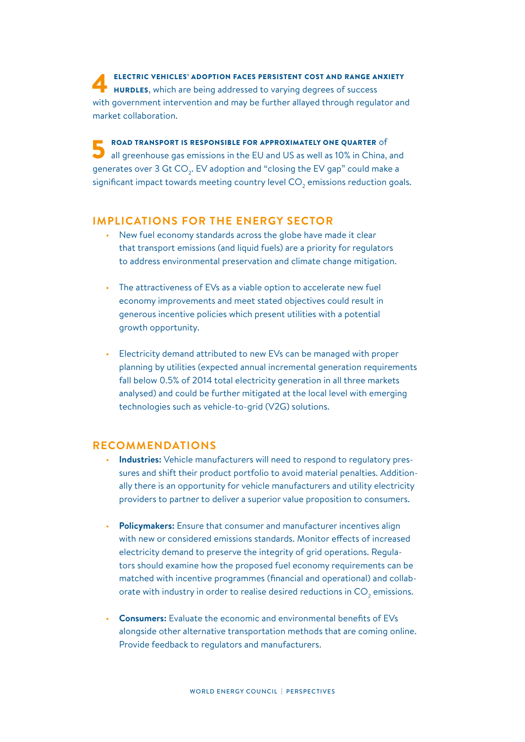**4** **ELECTRIC VEHICLES' ADOPTION FACES PERSISTENT COST AND RANGE ANXIETY HURDLES**, which are being addressed to varying degrees of success with government intervention and may be further allayed through regulator and market collaboration.

**5** **ROAD TRANSPORT IS RESPONSIBLE FOR APPROXIMATELY ONE QUARTER** of all greenhouse gas emissions in the EU and US as well as 10% in China, and generates over 3 Gt $CO_2$. EV adoption and "closing the EV gap" could make a significant impact towards meeting country level $CO_2$ emissions reduction goals.

## IMPLICATIONS FOR THE ENERGY SECTOR

- New fuel economy standards across the globe have made it clear that transport emissions (and liquid fuels) are a priority for regulators to address environmental preservation and climate change mitigation.
- The attractiveness of EVs as a viable option to accelerate new fuel economy improvements and meet stated objectives could result in generous incentive policies which present utilities with a potential growth opportunity.
- Electricity demand attributed to new EVs can be managed with proper planning by utilities (expected annual incremental generation requirements fall below 0.5% of 2014 total electricity generation in all three markets analysed) and could be further mitigated at the local level with emerging technologies such as vehicle-to-grid (V2G) solutions.

## RECOMMENDATIONS

- **Industries:** Vehicle manufacturers will need to respond to regulatory pressures and shift their product portfolio to avoid material penalties. Additionally there is an opportunity for vehicle manufacturers and utility electricity providers to partner to deliver a superior value proposition to consumers.
- **Policymakers:** Ensure that consumer and manufacturer incentives align with new or considered emissions standards. Monitor effects of increased electricity demand to preserve the integrity of grid operations. Regulators should examine how the proposed fuel economy requirements can be matched with incentive programmes (financial and operational) and collaborate with industry in order to realise desired reductions in $CO_2$ emissions.
- **Consumers:** Evaluate the economic and environmental benefits of EVs alongside other alternative transportation methods that are coming online. Provide feedback to regulators and manufacturers.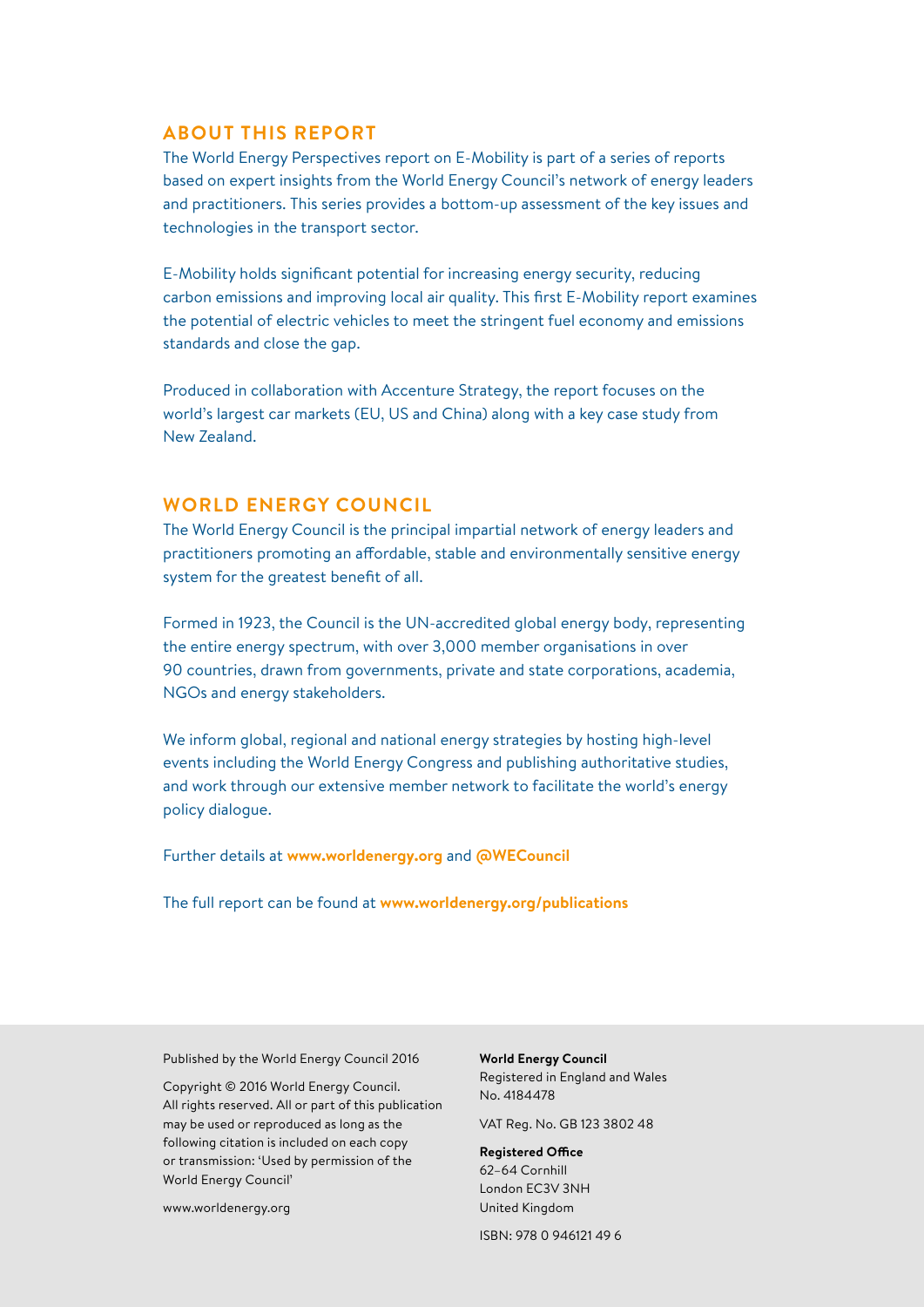## ABOUT THIS REPORT

The World Energy Perspectives report on E-Mobility is part of a series of reports based on expert insights from the World Energy Council's network of energy leaders and practitioners. This series provides a bottom-up assessment of the key issues and technologies in the transport sector.

E-Mobility holds significant potential for increasing energy security, reducing carbon emissions and improving local air quality. This first E-Mobility report examines the potential of electric vehicles to meet the stringent fuel economy and emissions standards and close the gap.

Produced in collaboration with Accenture Strategy, the report focuses on the world's largest car markets (EU, US and China) along with a key case study from New Zealand.

## WORLD ENERGY COUNCIL

The World Energy Council is the principal impartial network of energy leaders and practitioners promoting an affordable, stable and environmentally sensitive energy system for the greatest benefit of all.

Formed in 1923, the Council is the UN-accredited global energy body, representing the entire energy spectrum, with over 3,000 member organisations in over 90 countries, drawn from governments, private and state corporations, academia, NGOs and energy stakeholders.

We inform global, regional and national energy strategies by hosting high-level events including the World Energy Congress and publishing authoritative studies, and work through our extensive member network to facilitate the world's energy policy dialogue.

Further details at **www.worldenergy.org** and **@WECouncil**

The full report can be found at **www.worldenergy.org/publications**

Published by the World Energy Council 2016

Copyright © 2016 World Energy Council. All rights reserved. All or part of this publication may be used or reproduced as long as the following citation is included on each copy or transmission: 'Used by permission of the World Energy Council'

www.worldenergy.org

**World Energy Council**
Registered in England and Wales
No. 4184478

VAT Reg. No. GB 123 3802 48

**Registered Office**
62–64 Cornhill
London EC3V 3NH
United Kingdom

ISBN: 978 0 946121 49 6